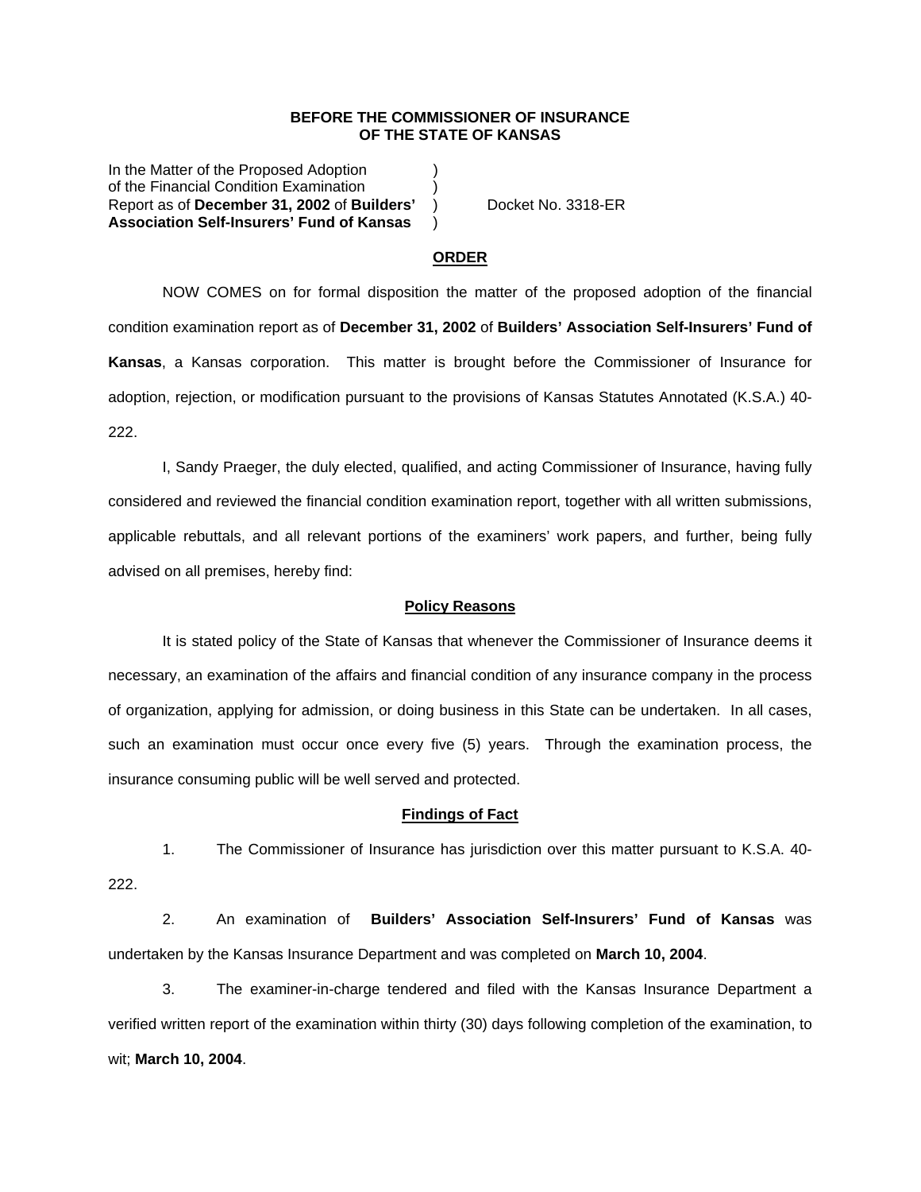**BEFORE THE COMMISSIONER OF INSURANCE**
**OF THE STATE OF KANSAS**

In the Matter of the Proposed Adoption )
of the Financial Condition Examination )
Report as of **December 31, 2002** of **Builders'** ) Docket No. 3318-ER
**Association Self-Insurers' Fund of Kansas** )

## ORDER

NOW COMES on for formal disposition the matter of the proposed adoption of the financial condition examination report as of **December 31, 2002** of **Builders' Association Self-Insurers' Fund of Kansas**, a Kansas corporation. This matter is brought before the Commissioner of Insurance for adoption, rejection, or modification pursuant to the provisions of Kansas Statutes Annotated (K.S.A.) 40-222.

I, Sandy Praeger, the duly elected, qualified, and acting Commissioner of Insurance, having fully considered and reviewed the financial condition examination report, together with all written submissions, applicable rebuttals, and all relevant portions of the examiners' work papers, and further, being fully advised on all premises, hereby find:

### Policy Reasons

It is stated policy of the State of Kansas that whenever the Commissioner of Insurance deems it necessary, an examination of the affairs and financial condition of any insurance company in the process of organization, applying for admission, or doing business in this State can be undertaken. In all cases, such an examination must occur once every five (5) years. Through the examination process, the insurance consuming public will be well served and protected.

### Findings of Fact

1. The Commissioner of Insurance has jurisdiction over this matter pursuant to K.S.A. 40-222.

2. An examination of **Builders' Association Self-Insurers' Fund of Kansas** was undertaken by the Kansas Insurance Department and was completed on **March 10, 2004**.

3. The examiner-in-charge tendered and filed with the Kansas Insurance Department a verified written report of the examination within thirty (30) days following completion of the examination, to wit; **March 10, 2004**.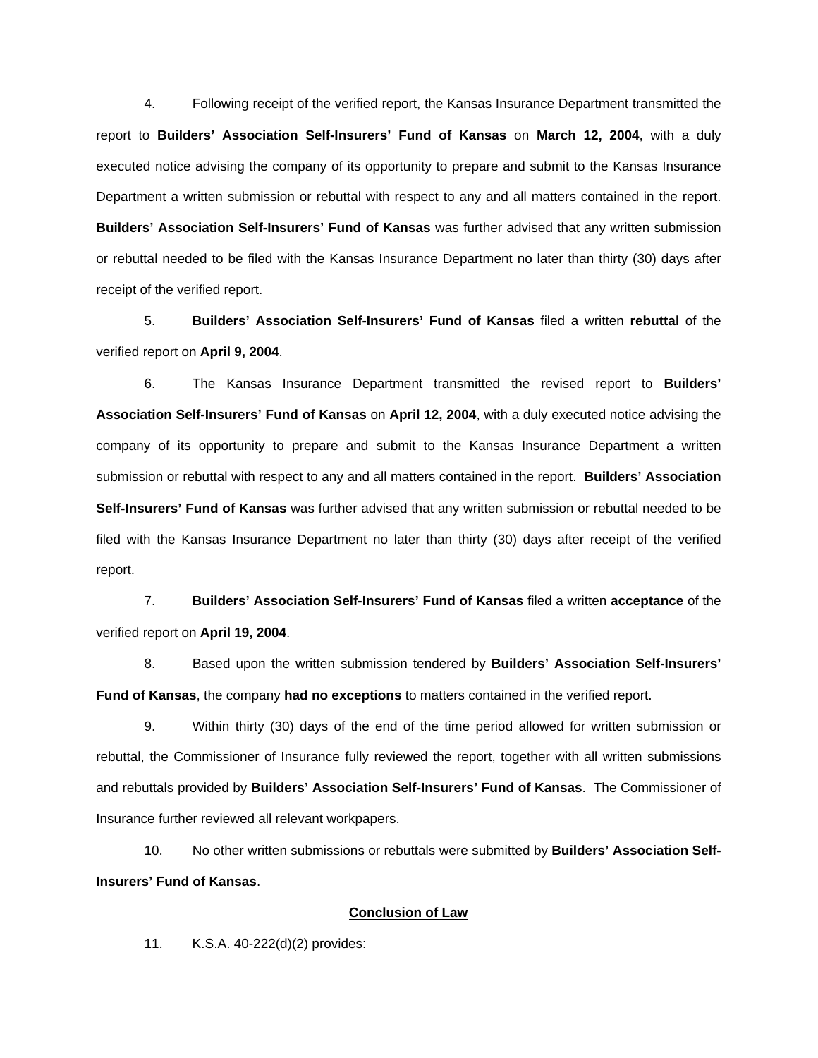4. Following receipt of the verified report, the Kansas Insurance Department transmitted the report to **Builders' Association Self-Insurers' Fund of Kansas** on **March 12, 2004**, with a duly executed notice advising the company of its opportunity to prepare and submit to the Kansas Insurance Department a written submission or rebuttal with respect to any and all matters contained in the report. **Builders' Association Self-Insurers' Fund of Kansas** was further advised that any written submission or rebuttal needed to be filed with the Kansas Insurance Department no later than thirty (30) days after receipt of the verified report.

5. **Builders' Association Self-Insurers' Fund of Kansas** filed a written **rebuttal** of the verified report on **April 9, 2004**.

6. The Kansas Insurance Department transmitted the revised report to **Builders' Association Self-Insurers' Fund of Kansas** on **April 12, 2004**, with a duly executed notice advising the company of its opportunity to prepare and submit to the Kansas Insurance Department a written submission or rebuttal with respect to any and all matters contained in the report. **Builders' Association Self-Insurers' Fund of Kansas** was further advised that any written submission or rebuttal needed to be filed with the Kansas Insurance Department no later than thirty (30) days after receipt of the verified report.

7. **Builders' Association Self-Insurers' Fund of Kansas** filed a written **acceptance** of the verified report on **April 19, 2004**.

8. Based upon the written submission tendered by **Builders' Association Self-Insurers' Fund of Kansas**, the company **had no exceptions** to matters contained in the verified report.

9. Within thirty (30) days of the end of the time period allowed for written submission or rebuttal, the Commissioner of Insurance fully reviewed the report, together with all written submissions and rebuttals provided by **Builders' Association Self-Insurers' Fund of Kansas**. The Commissioner of Insurance further reviewed all relevant workpapers.

10. No other written submissions or rebuttals were submitted by **Builders' Association Self-Insurers' Fund of Kansas**.

## Conclusion of Law

11. K.S.A. 40-222(d)(2) provides: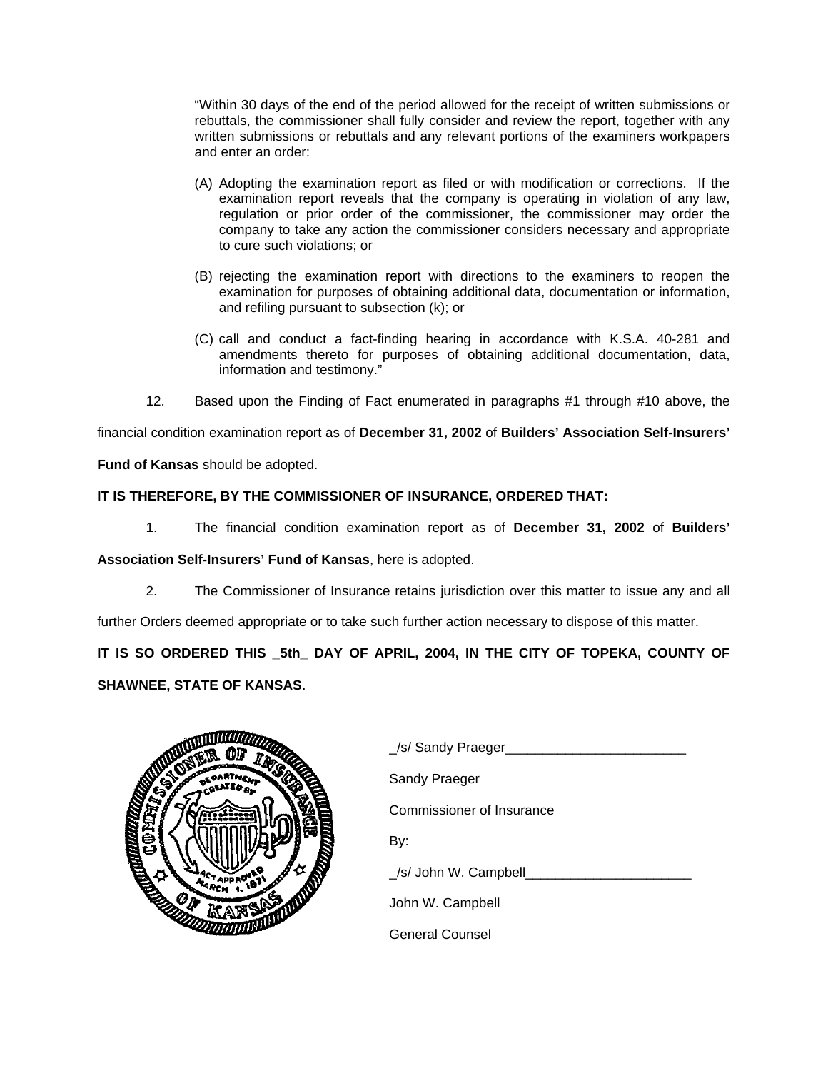"Within 30 days of the end of the period allowed for the receipt of written submissions or rebuttals, the commissioner shall fully consider and review the report, together with any written submissions or rebuttals and any relevant portions of the examiners workpapers and enter an order:

(A) Adopting the examination report as filed or with modification or corrections. If the examination report reveals that the company is operating in violation of any law, regulation or prior order of the commissioner, the commissioner may order the company to take any action the commissioner considers necessary and appropriate to cure such violations; or

(B) rejecting the examination report with directions to the examiners to reopen the examination for purposes of obtaining additional data, documentation or information, and refiling pursuant to subsection (k); or

(C) call and conduct a fact-finding hearing in accordance with K.S.A. 40-281 and amendments thereto for purposes of obtaining additional documentation, data, information and testimony."

12. Based upon the Finding of Fact enumerated in paragraphs #1 through #10 above, the financial condition examination report as of **December 31, 2002** of **Builders' Association Self-Insurers' Fund of Kansas** should be adopted.

**IT IS THEREFORE, BY THE COMMISSIONER OF INSURANCE, ORDERED THAT:**

1. The financial condition examination report as of **December 31, 2002** of **Builders' Association Self-Insurers' Fund of Kansas**, here is adopted.

2. The Commissioner of Insurance retains jurisdiction over this matter to issue any and all further Orders deemed appropriate or to take such further action necessary to dispose of this matter.

**IT IS SO ORDERED THIS _5th_ DAY OF APRIL, 2004, IN THE CITY OF TOPEKA, COUNTY OF SHAWNEE, STATE OF KANSAS.**

_/s/ Sandy Praeger________________________

Sandy Praeger

Commissioner of Insurance

By:

_/s/ John W. Campbell______________________

John W. Campbell

General Counsel